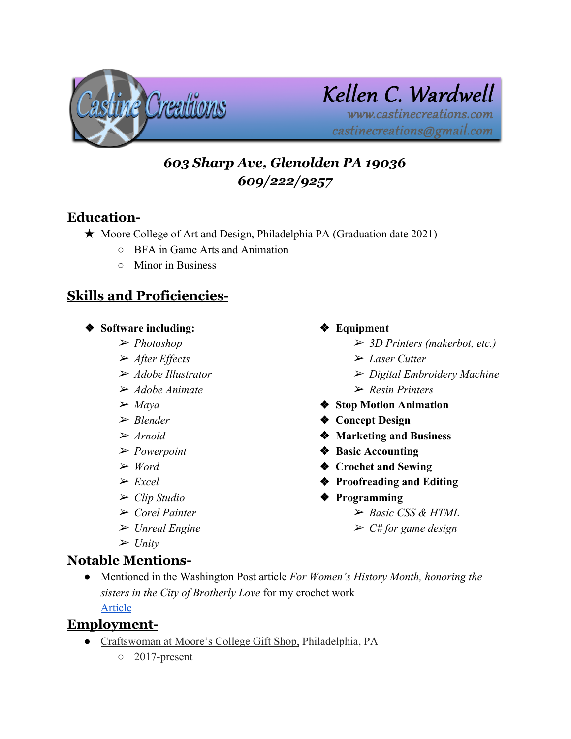Castine Creations

# Kellen C. Wardwell

www.castinecreations.com

castinecreations@gmail.com

***603 Sharp Ave, Glenolden PA 19036***

***609/222/9257***

## Education-

- ★ Moore College of Art and Design, Philadelphia PA (Graduation date 2021)
  - BFA in Game Arts and Animation
  - Minor in Business

## Skills and Proficiencies-

- **Software including:**
  - *Photoshop*
  - *After Effects*
  - *Adobe Illustrator*
  - *Adobe Animate*
  - *Maya*
  - *Blender*
  - *Arnold*
  - *Powerpoint*
  - *Word*
  - *Excel*
  - *Clip Studio*
  - *Corel Painter*
  - *Unreal Engine*
  - *Unity*
- **Equipment**
  - *3D Printers (makerbot, etc.)*
  - *Laser Cutter*
  - *Digital Embroidery Machine*
  - *Resin Printers*
- **Stop Motion Animation**
- **Concept Design**
- **Marketing and Business**
- **Basic Accounting**
- **Crochet and Sewing**
- **Proofreading and Editing**
- **Programming**
  - *Basic CSS & HTML*
  - *C# for game design*

## Notable Mentions-

- Mentioned in the Washington Post article *For Women's History Month, honoring the sisters in the City of Brotherly Love* for my crochet work
  Article

## Employment-

- Craftswoman at Moore's College Gift Shop, Philadelphia, PA
  - 2017-present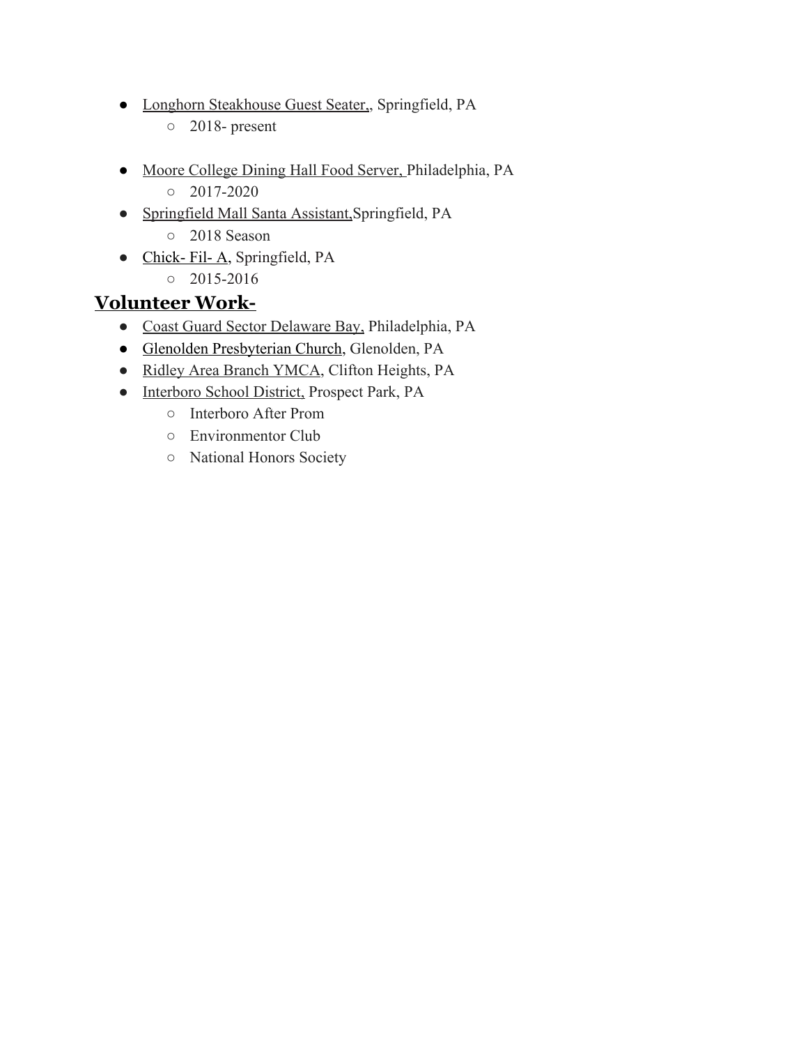- Longhorn Steakhouse Guest Seater,, Springfield, PA
    - 2018- present

- Moore College Dining Hall Food Server, Philadelphia, PA
    - 2017-2020
- Springfield Mall Santa Assistant,Springfield, PA
    - 2018 Season
- Chick- Fil- A, Springfield, PA
    - 2015-2016

## Volunteer Work-

- Coast Guard Sector Delaware Bay, Philadelphia, PA
- Glenolden Presbyterian Church, Glenolden, PA
- Ridley Area Branch YMCA, Clifton Heights, PA
- Interboro School District, Prospect Park, PA
    - Interboro After Prom
    - Environmentor Club
    - National Honors Society